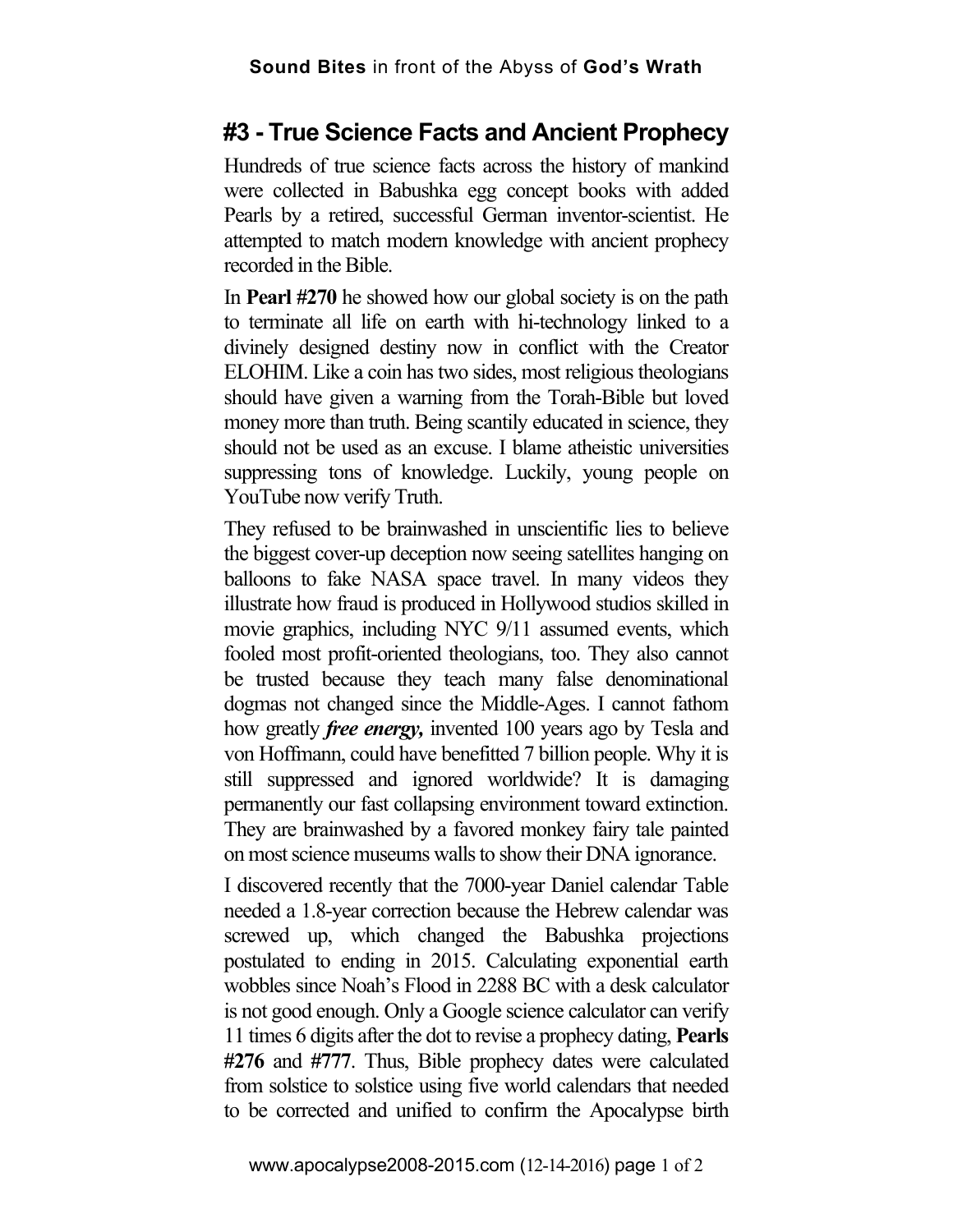## #3 - True Science Facts and Ancient Prophecy

Hundreds of true science facts across the history of mankind were collected in Babushka egg concept books with added Pearls by a retired, successful German inventor-scientist. He attempted to match modern knowledge with ancient prophecy recorded in the Bible.

In **Pearl #270** he showed how our global society is on the path to terminate all life on earth with hi-technology linked to a divinely designed destiny now in conflict with the Creator ELOHIM. Like a coin has two sides, most religious theologians should have given a warning from the Torah-Bible but loved money more than truth. Being scantily educated in science, they should not be used as an excuse. I blame atheistic universities suppressing tons of knowledge. Luckily, young people on YouTube now verify Truth.

They refused to be brainwashed in unscientific lies to believe the biggest cover-up deception now seeing satellites hanging on balloons to fake NASA space travel. In many videos they illustrate how fraud is produced in Hollywood studios skilled in movie graphics, including NYC 9/11 assumed events, which fooled most profit-oriented theologians, too. They also cannot be trusted because they teach many false denominational dogmas not changed since the Middle-Ages. I cannot fathom how greatly ***free energy,*** invented 100 years ago by Tesla and von Hoffmann, could have benefitted 7 billion people. Why it is still suppressed and ignored worldwide? It is damaging permanently our fast collapsing environment toward extinction. They are brainwashed by a favored monkey fairy tale painted on most science museums walls to show their DNA ignorance.

I discovered recently that the 7000-year Daniel calendar Table needed a 1.8-year correction because the Hebrew calendar was screwed up, which changed the Babushka projections postulated to ending in 2015. Calculating exponential earth wobbles since Noah's Flood in 2288 BC with a desk calculator is not good enough. Only a Google science calculator can verify 11 times 6 digits after the dot to revise a prophecy dating, **Pearls #276** and **#777**. Thus, Bible prophecy dates were calculated from solstice to solstice using five world calendars that needed to be corrected and unified to confirm the Apocalypse birth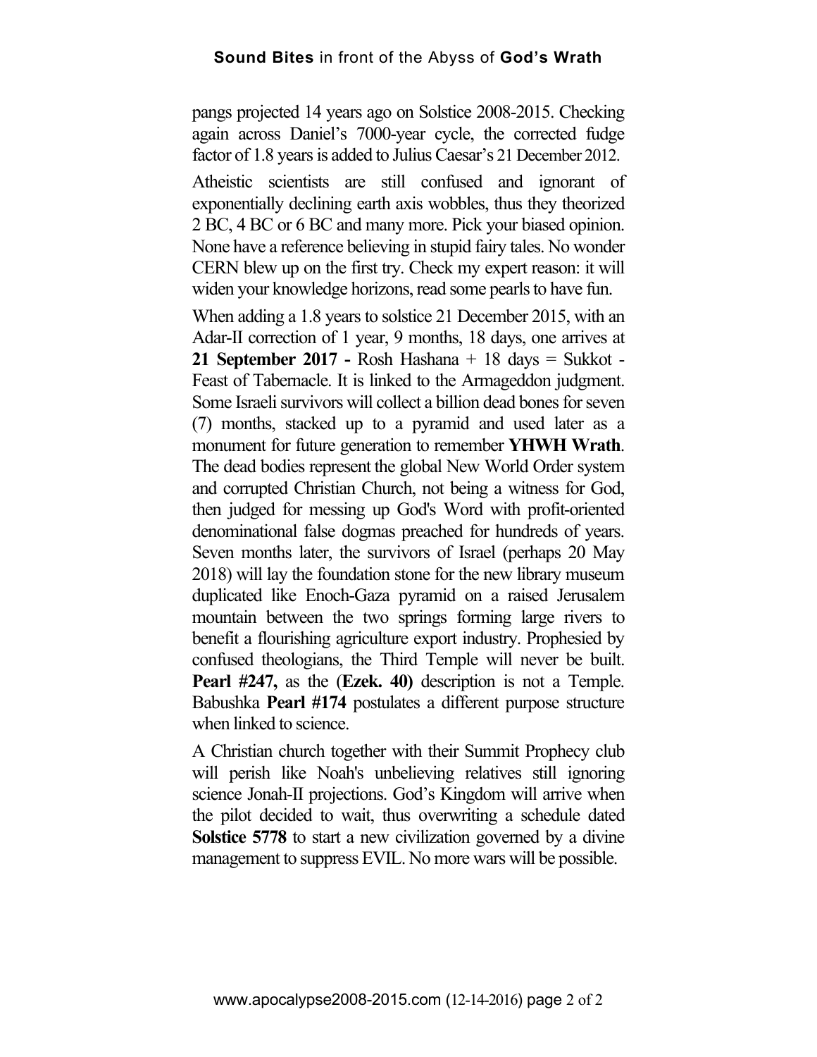pangs projected 14 years ago on Solstice 2008-2015. Checking again across Daniel's 7000-year cycle, the corrected fudge factor of 1.8 years is added to Julius Caesar's 21 December 2012.

Atheistic scientists are still confused and ignorant of exponentially declining earth axis wobbles, thus they theorized 2 BC, 4 BC or 6 BC and many more. Pick your biased opinion. None have a reference believing in stupid fairy tales. No wonder CERN blew up on the first try. Check my expert reason: it will widen your knowledge horizons, read some pearls to have fun.

When adding a 1.8 years to solstice 21 December 2015, with an Adar-II correction of 1 year, 9 months, 18 days, one arrives at **21 September 2017 -** Rosh Hashana + 18 days = Sukkot - Feast of Tabernacle. It is linked to the Armageddon judgment. Some Israeli survivors will collect a billion dead bones for seven (7) months, stacked up to a pyramid and used later as a monument for future generation to remember **YHWH Wrath**. The dead bodies represent the global New World Order system and corrupted Christian Church, not being a witness for God, then judged for messing up God's Word with profit-oriented denominational false dogmas preached for hundreds of years. Seven months later, the survivors of Israel (perhaps 20 May 2018) will lay the foundation stone for the new library museum duplicated like Enoch-Gaza pyramid on a raised Jerusalem mountain between the two springs forming large rivers to benefit a flourishing agriculture export industry. Prophesied by confused theologians, the Third Temple will never be built. **Pearl #247,** as the (**Ezek. 40)** description is not a Temple. Babushka **Pearl #174** postulates a different purpose structure when linked to science.

A Christian church together with their Summit Prophecy club will perish like Noah's unbelieving relatives still ignoring science Jonah-II projections. God's Kingdom will arrive when the pilot decided to wait, thus overwriting a schedule dated **Solstice 5778** to start a new civilization governed by a divine management to suppress EVIL. No more wars will be possible.